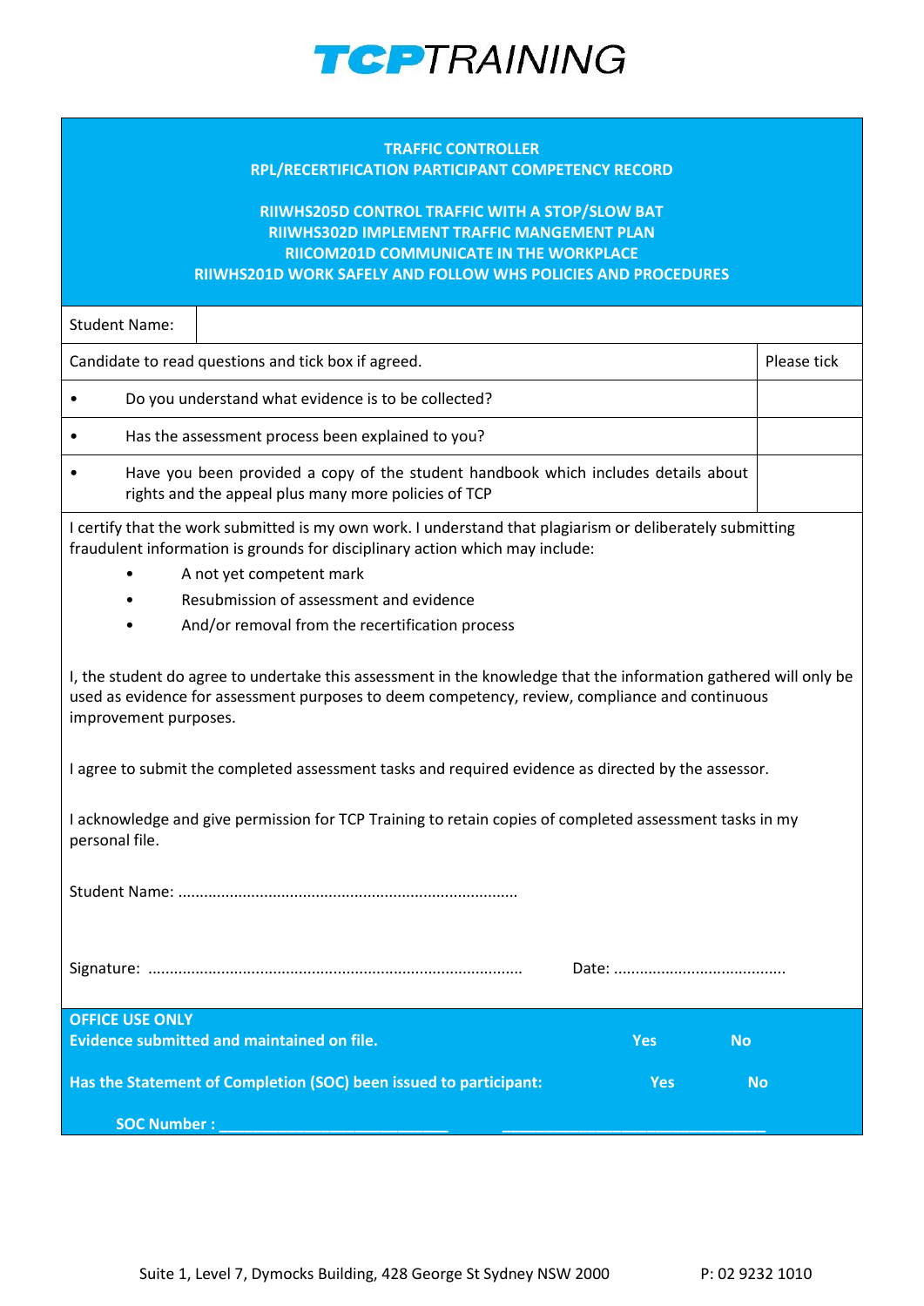# TCPTRAINING

**TRAFFIC CONTROLLER**
**RPL/RECERTIFICATION PARTICIPANT COMPETENCY RECORD**

**RIIWHS205D CONTROL TRAFFIC WITH A STOP/SLOW BAT**
**RIIWHS302D IMPLEMENT TRAFFIC MANGEMENT PLAN**
**RIICOM201D COMMUNICATE IN THE WORKPLACE**
**RIIWHS201D WORK SAFELY AND FOLLOW WHS POLICIES AND PROCEDURES**

| Student Name: | |
|---|---|

| Candidate to read questions and tick box if agreed. | Please tick |
|---|---|
| • Do you understand what evidence is to be collected? | |
| • Has the assessment process been explained to you? | |
| • Have you been provided a copy of the student handbook which includes details about rights and the appeal plus many more policies of TCP | |

I certify that the work submitted is my own work. I understand that plagiarism or deliberately submitting fraudulent information is grounds for disciplinary action which may include:

- A not yet competent mark
- Resubmission of assessment and evidence
- And/or removal from the recertification process

I, the student do agree to undertake this assessment in the knowledge that the information gathered will only be used as evidence for assessment purposes to deem competency, review, compliance and continuous improvement purposes.

I agree to submit the completed assessment tasks and required evidence as directed by the assessor.

I acknowledge and give permission for TCP Training to retain copies of completed assessment tasks in my personal file.

Student Name: ..............................................................................

Signature: ...................................................................................... Date: ........................................

**OFFICE USE ONLY**

| **Evidence submitted and maintained on file.** | **Yes** | **No** |
|---|---|---|
| **Has the Statement of Completion (SOC) been issued to participant:** | **Yes** | **No** |

**SOC Number :** ___________________________ ________________________________

Suite 1, Level 7, Dymocks Building, 428 George St Sydney NSW 2000 P: 02 9232 1010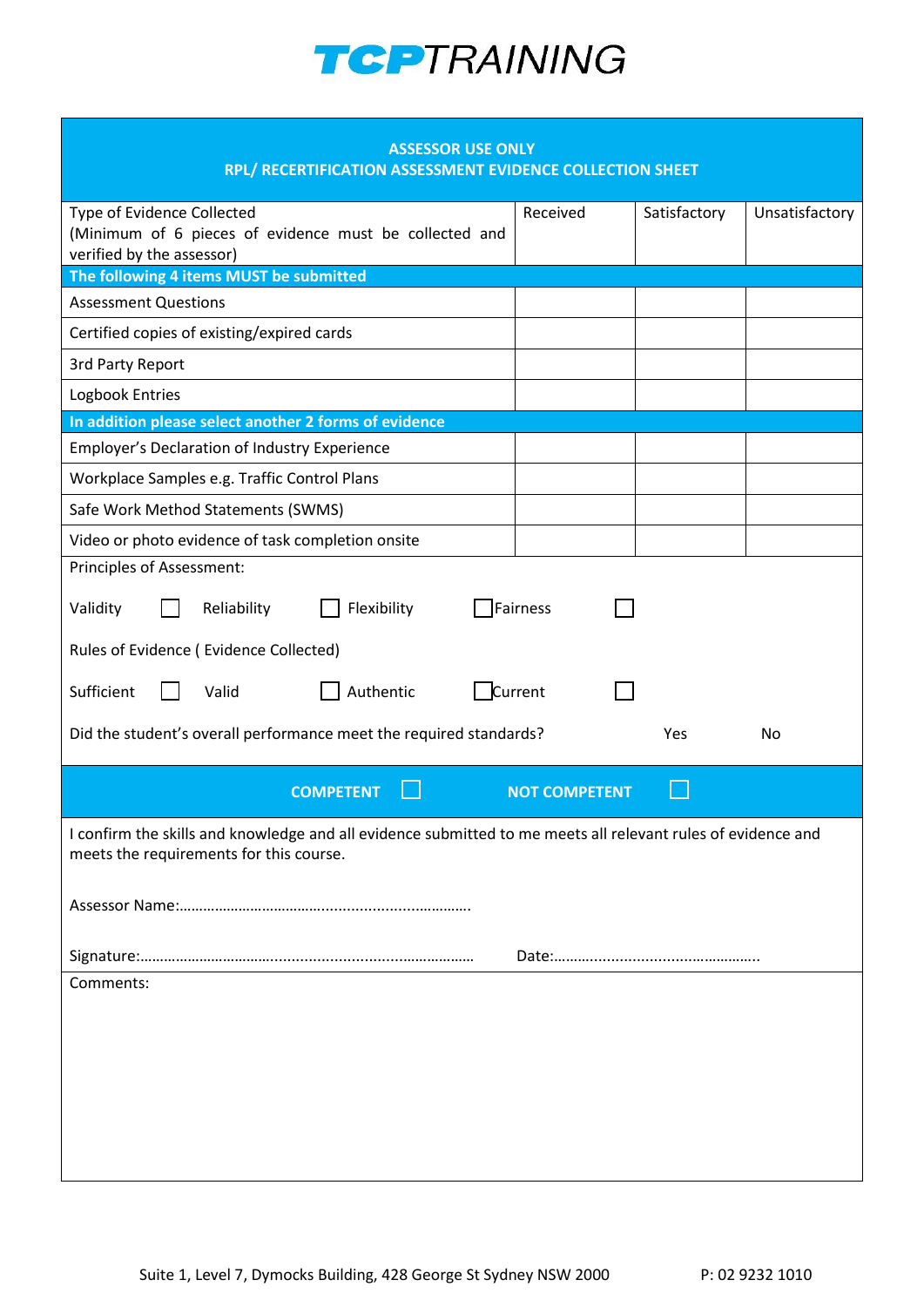# TCPTRAINING

**ASSESSOR USE ONLY**
**RPL/ RECERTIFICATION ASSESSMENT EVIDENCE COLLECTION SHEET**

| Type of Evidence Collected (Minimum of 6 pieces of evidence must be collected and verified by the assessor) | Received | Satisfactory | Unsatisfactory |
|---|---|---|---|
| **The following 4 items MUST be submitted** | | | |
| Assessment Questions | | | |
| Certified copies of existing/expired cards | | | |
| 3rd Party Report | | | |
| Logbook Entries | | | |
| **In addition please select another 2 forms of evidence** | | | |
| Employer's Declaration of Industry Experience | | | |
| Workplace Samples e.g. Traffic Control Plans | | | |
| Safe Work Method Statements (SWMS) | | | |
| Video or photo evidence of task completion onsite | | | |

Principles of Assessment:

Validity ☐ Reliability ☐ Flexibility ☐ Fairness ☐

Rules of Evidence ( Evidence Collected)

Sufficient ☐ Valid ☐ Authentic ☐ Current ☐

Did the student's overall performance meet the required standards? Yes No

**COMPETENT** ☐ **NOT COMPETENT** ☐

I confirm the skills and knowledge and all evidence submitted to me meets all relevant rules of evidence and meets the requirements for this course.

Assessor Name:………………………………………………………………….

Signature:……………………………………………………………………… Date:……………………………………………..

Comments:

Suite 1, Level 7, Dymocks Building, 428 George St Sydney NSW 2000 P: 02 9232 1010